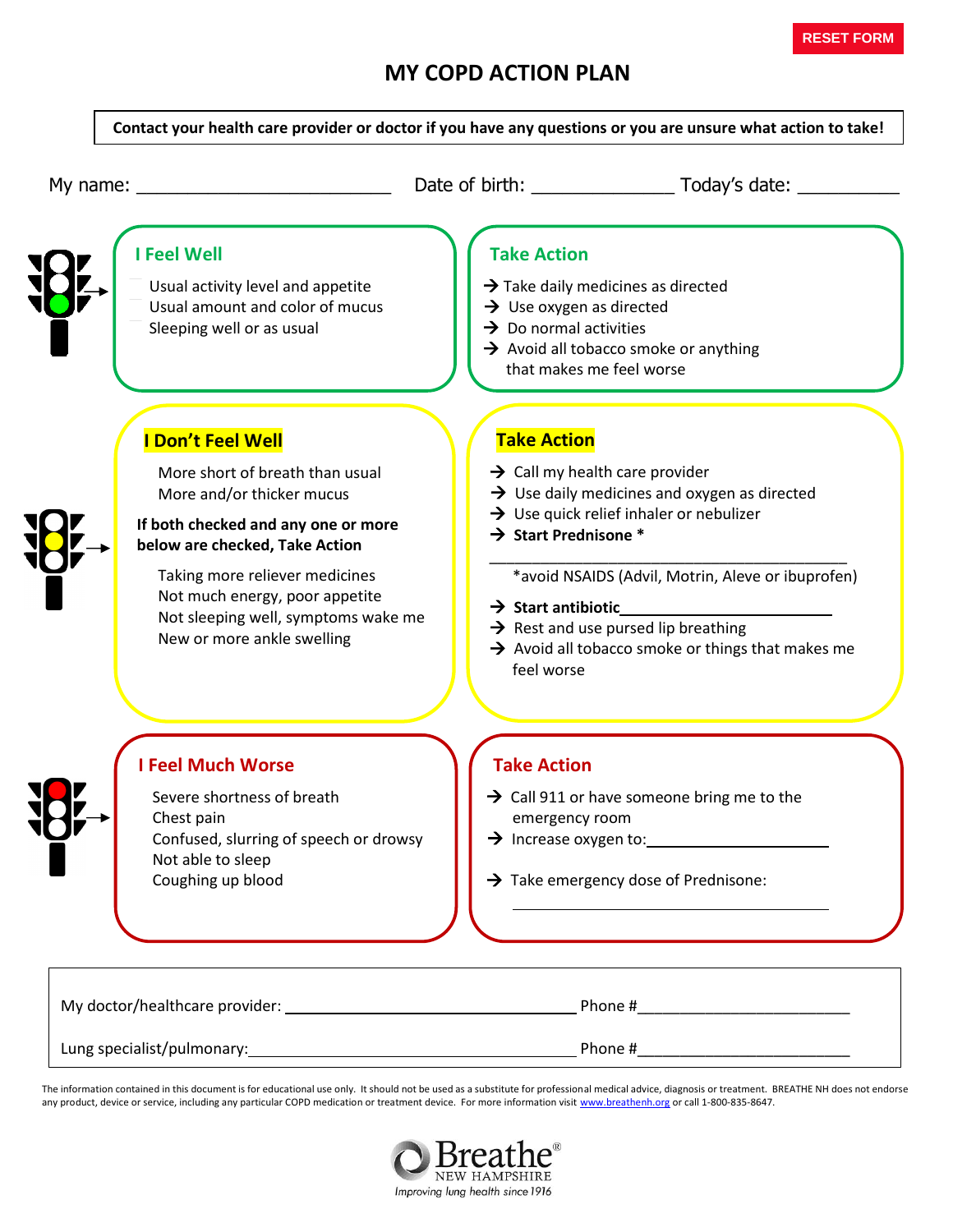RESET FORM

# MY COPD ACTION PLAN

**Contact your health care provider or doctor if you have any questions or you are unsure what action to take!**

My name: _________________________ Date of birth: ______________ Today's date: __________

## I Feel Well

- Usual activity level and appetite
- Usual amount and color of mucus
- Sleeping well or as usual

### Take Action

- → Take daily medicines as directed
- → Use oxygen as directed
- → Do normal activities
- → Avoid all tobacco smoke or anything that makes me feel worse

## I Don't Feel Well

- More short of breath than usual
- More and/or thicker mucus

**If both checked and any one or more below are checked, Take Action**

- Taking more reliever medicines
- Not much energy, poor appetite
- Not sleeping well, symptoms wake me
- New or more ankle swelling

### Take Action

- → Call my health care provider
- → Use daily medicines and oxygen as directed
- → Use quick relief inhaler or nebulizer
- → **Start Prednisone** *

___________________________________________

*avoid NSAIDS (Advil, Motrin, Aleve or ibuprofen)

- → **Start antibiotic**_________________________
- → Rest and use pursed lip breathing
- → Avoid all tobacco smoke or things that makes me feel worse

## I Feel Much Worse

- Severe shortness of breath
- Chest pain
- Confused, slurring of speech or drowsy
- Not able to sleep
- Coughing up blood

### Take Action

- → Call 911 or have someone bring me to the emergency room
- → Increase oxygen to:_____________________
- → Take emergency dose of Prednisone:

_____________________________________

My doctor/healthcare provider: ___________________________________ Phone #_________________________

Lung specialist/pulmonary:________________________________________ Phone #_________________________

The information contained in this document is for educational use only. It should not be used as a substitute for professional medical advice, diagnosis or treatment. BREATHE NH does not endorse any product, device or service, including any particular COPD medication or treatment device. For more information visit www.breathenh.org or call 1-800-835-8647.

Breathe® NEW HAMPSHIRE
*Improving lung health since 1916*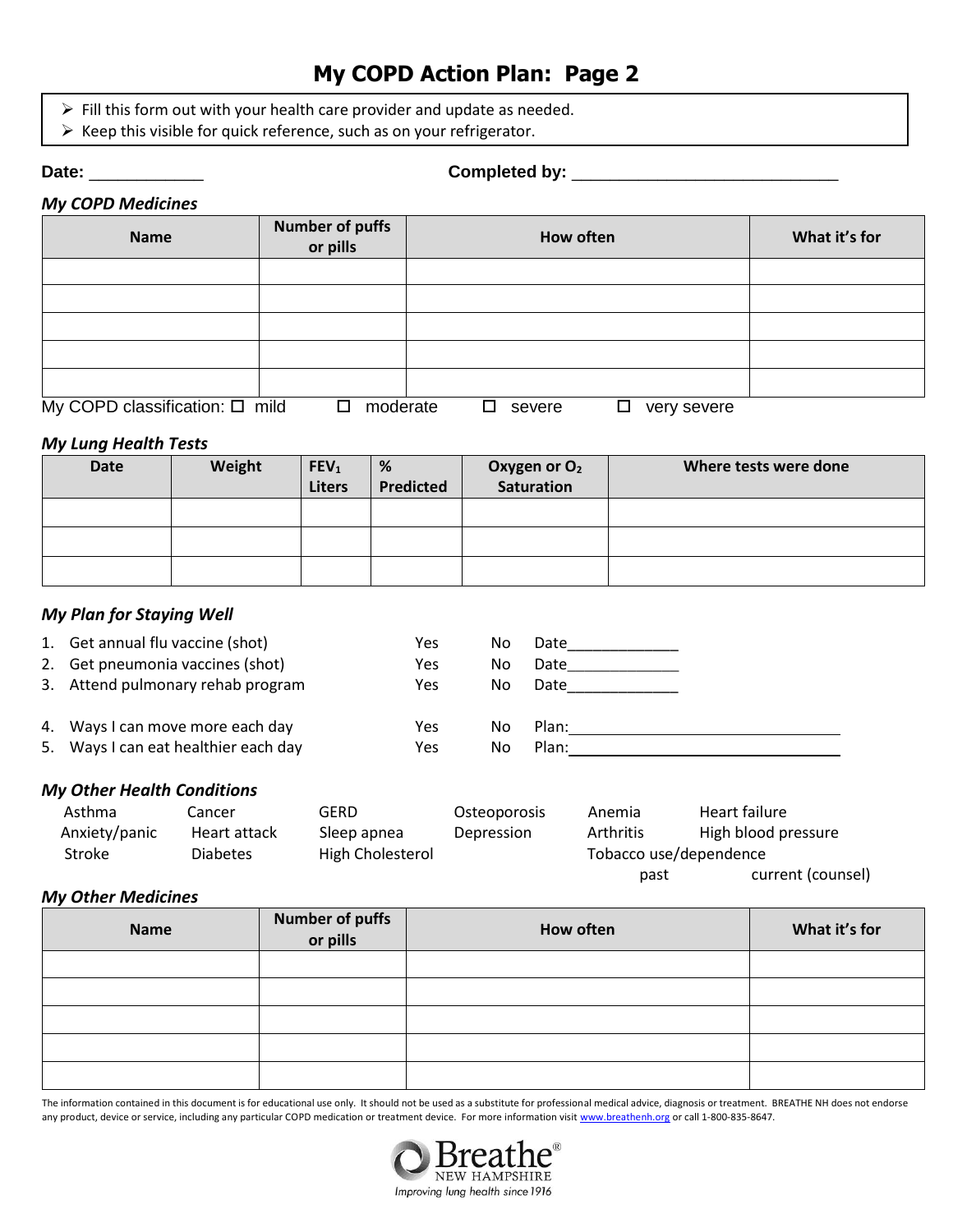# My COPD Action Plan: Page 2

- Fill this form out with your health care provider and update as needed.
- Keep this visible for quick reference, such as on your refrigerator.

**Date:** ____________ **Completed by:** ____________________________

### *My COPD Medicines*

| Name | Number of puffs or pills | How often | What it's for |
|---|---|---|---|
| | | | |
| | | | |
| | | | |
| | | | |
| | | | |

My COPD classification: ☐ mild ☐ moderate ☐ severe ☐ very severe

### *My Lung Health Tests*

| Date | Weight | $FEV_1$ Liters | % Predicted | Oxygen or $O_2$ Saturation | Where tests were done |
|---|---|---|---|---|---|
| | | | | | |
| | | | | | |
| | | | | | |

### *My Plan for Staying Well*

1. Get annual flu vaccine (shot) Yes No Date_____________
2. Get pneumonia vaccines (shot) Yes No Date_____________
3. Attend pulmonary rehab program Yes No Date_____________
4. Ways I can move more each day Yes No Plan:________________________________
5. Ways I can eat healthier each day Yes No Plan:________________________________

### *My Other Health Conditions*

Asthma Cancer GERD Osteoporosis Anemia Heart failure
Anxiety/panic Heart attack Sleep apnea Depression Arthritis High blood pressure
Stroke Diabetes High Cholesterol Tobacco use/dependence
past current (counsel)

### *My Other Medicines*

| Name | Number of puffs or pills | How often | What it's for |
|---|---|---|---|
| | | | |
| | | | |
| | | | |
| | | | |
| | | | |

The information contained in this document is for educational use only. It should not be used as a substitute for professional medical advice, diagnosis or treatment. BREATHE NH does not endorse any product, device or service, including any particular COPD medication or treatment device. For more information visit www.breathenh.org or call 1-800-835-8647.

Breathe® NEW HAMPSHIRE
Improving lung health since 1916